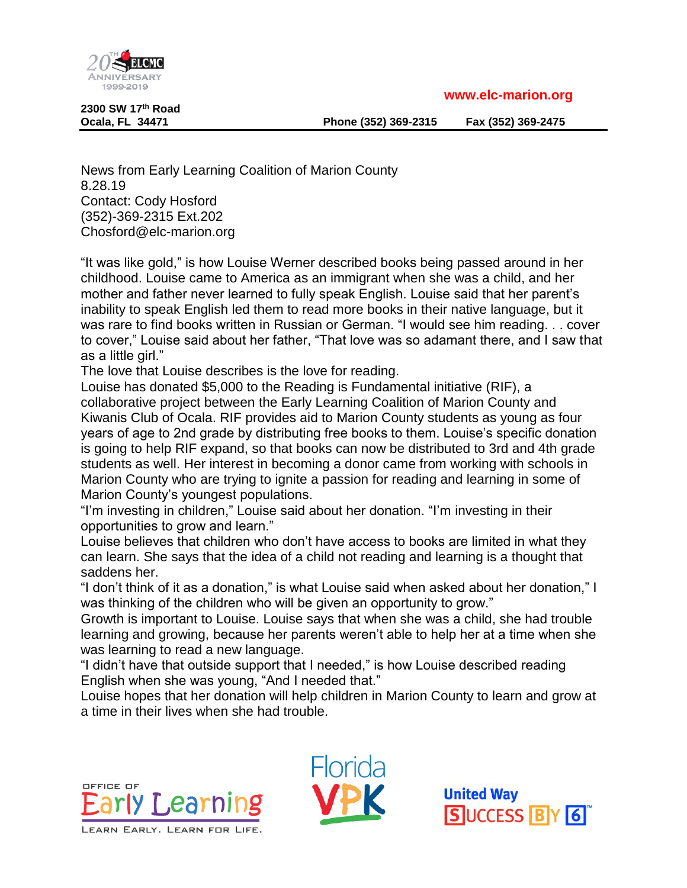www.elc-marion.org

**2300 SW 17th Road**
**Ocala, FL 34471** **Phone (352) 369-2315** **Fax (352) 369-2475**

News from Early Learning Coalition of Marion County
8.28.19
Contact: Cody Hosford
(352)-369-2315 Ext.202
Chosford@elc-marion.org

“It was like gold,” is how Louise Werner described books being passed around in her childhood. Louise came to America as an immigrant when she was a child, and her mother and father never learned to fully speak English. Louise said that her parent’s inability to speak English led them to read more books in their native language, but it was rare to find books written in Russian or German. “I would see him reading. . . cover to cover,” Louise said about her father, “That love was so adamant there, and I saw that as a little girl.”

The love that Louise describes is the love for reading.

Louise has donated $5,000 to the Reading is Fundamental initiative (RIF), a collaborative project between the Early Learning Coalition of Marion County and Kiwanis Club of Ocala. RIF provides aid to Marion County students as young as four years of age to 2nd grade by distributing free books to them. Louise’s specific donation is going to help RIF expand, so that books can now be distributed to 3rd and 4th grade students as well. Her interest in becoming a donor came from working with schools in Marion County who are trying to ignite a passion for reading and learning in some of Marion County’s youngest populations.

“I’m investing in children,” Louise said about her donation. “I’m investing in their opportunities to grow and learn.”

Louise believes that children who don’t have access to books are limited in what they can learn. She says that the idea of a child not reading and learning is a thought that saddens her.

“I don’t think of it as a donation,” is what Louise said when asked about her donation,” I was thinking of the children who will be given an opportunity to grow.”

Growth is important to Louise. Louise says that when she was a child, she had trouble learning and growing, because her parents weren’t able to help her at a time when she was learning to read a new language.

“I didn’t have that outside support that I needed,” is how Louise described reading English when she was young, “And I needed that.”

Louise hopes that her donation will help children in Marion County to learn and grow at a time in their lives when she had trouble.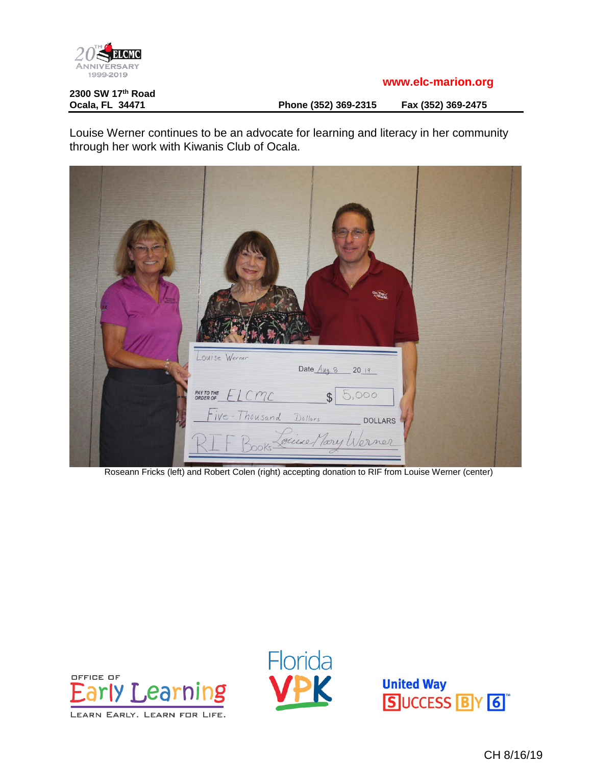www.elc-marion.org

2300 SW 17th Road
Ocala, FL 34471

Phone (352) 369-2315 Fax (352) 369-2475

Louise Werner continues to be an advocate for learning and literacy in her community through her work with Kiwanis Club of Ocala.

Roseann Fricks (left) and Robert Colen (right) accepting donation to RIF from Louise Werner (center)

CH 8/16/19